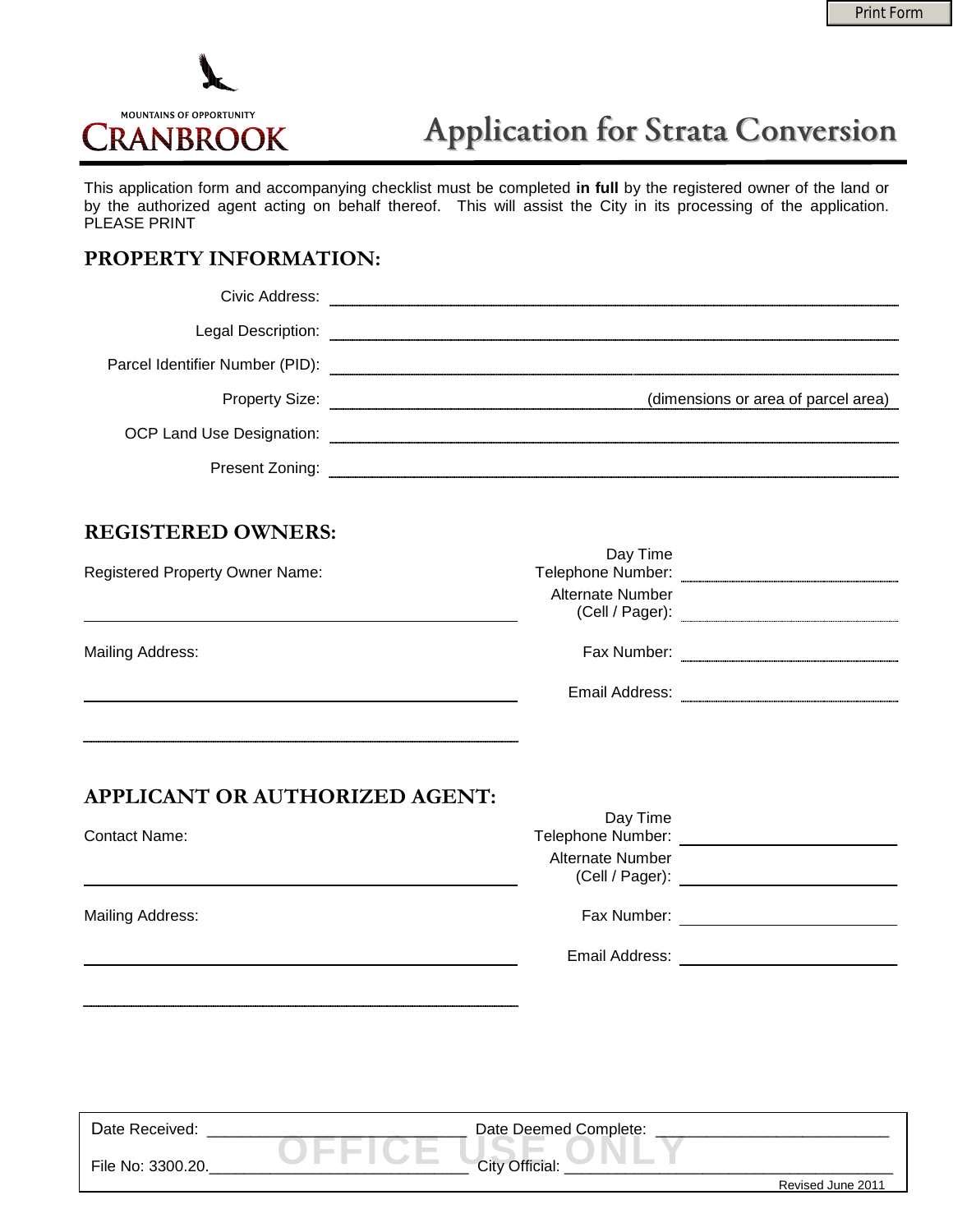Print Form

MOUNTAINS OF OPPORTUNITY
CRANBROOK

# Application for Strata Conversion

This application form and accompanying checklist must be completed **in full** by the registered owner of the land or by the authorized agent acting on behalf thereof. This will assist the City in its processing of the application. PLEASE PRINT

## PROPERTY INFORMATION:

Civic Address: ______________________________

Legal Description: ______________________________

Parcel Identifier Number (PID): ______________________________

Property Size: ______________________________ (dimensions or area of parcel area)

OCP Land Use Designation: ______________________________

Present Zoning: ______________________________

## REGISTERED OWNERS:

Registered Property Owner Name: ______________________________

Mailing Address: ______________________________

______________________________

Day Time Telephone Number: ______________________________

Alternate Number (Cell / Pager): ______________________________

Fax Number: ______________________________

Email Address: ______________________________

## APPLICANT OR AUTHORIZED AGENT:

Contact Name: ______________________________

Mailing Address: ______________________________

______________________________

Day Time Telephone Number: ______________________________

Alternate Number (Cell / Pager): ______________________________

Fax Number: ______________________________

Email Address: ______________________________

**OFFICE USE ONLY**

Date Received: ______________________________ Date Deemed Complete: ______________________________

File No: 3300.20.______________________________ City Official: ______________________________

Revised June 2011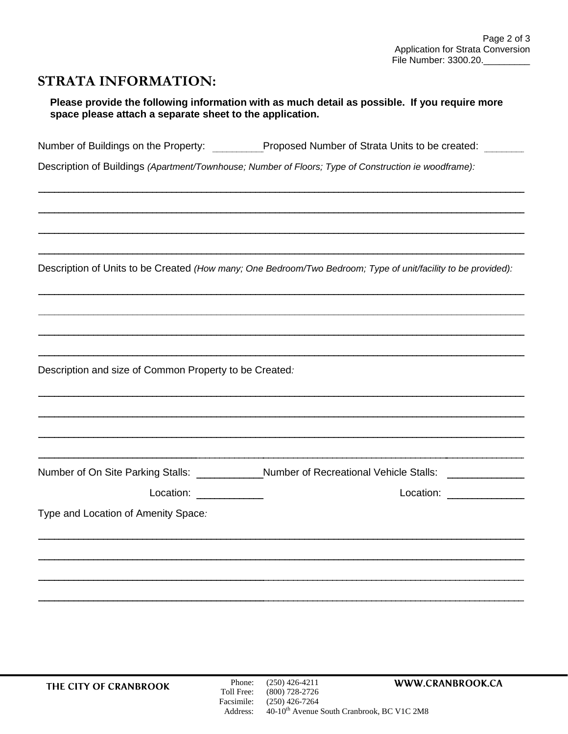## STRATA INFORMATION:

**Please provide the following information with as much detail as possible. If you require more space please attach a separate sheet to the application.**

Number of Buildings on the Property: __________ Proposed Number of Strata Units to be created: __________

Description of Buildings *(Apartment/Townhouse; Number of Floors; Type of Construction ie woodframe):*

______________________________________________________________________

______________________________________________________________________

______________________________________________________________________

______________________________________________________________________

Description of Units to be Created *(How many; One Bedroom/Two Bedroom; Type of unit/facility to be provided):*

______________________________________________________________________

______________________________________________________________________

______________________________________________________________________

______________________________________________________________________

Description and size of Common Property to be Created:

______________________________________________________________________

______________________________________________________________________

______________________________________________________________________

______________________________________________________________________

Number of On Site Parking Stalls: __________ Number of Recreational Vehicle Stalls: __________

Location: __________ Location: __________

Type and Location of Amenity Space:

______________________________________________________________________

______________________________________________________________________

______________________________________________________________________

______________________________________________________________________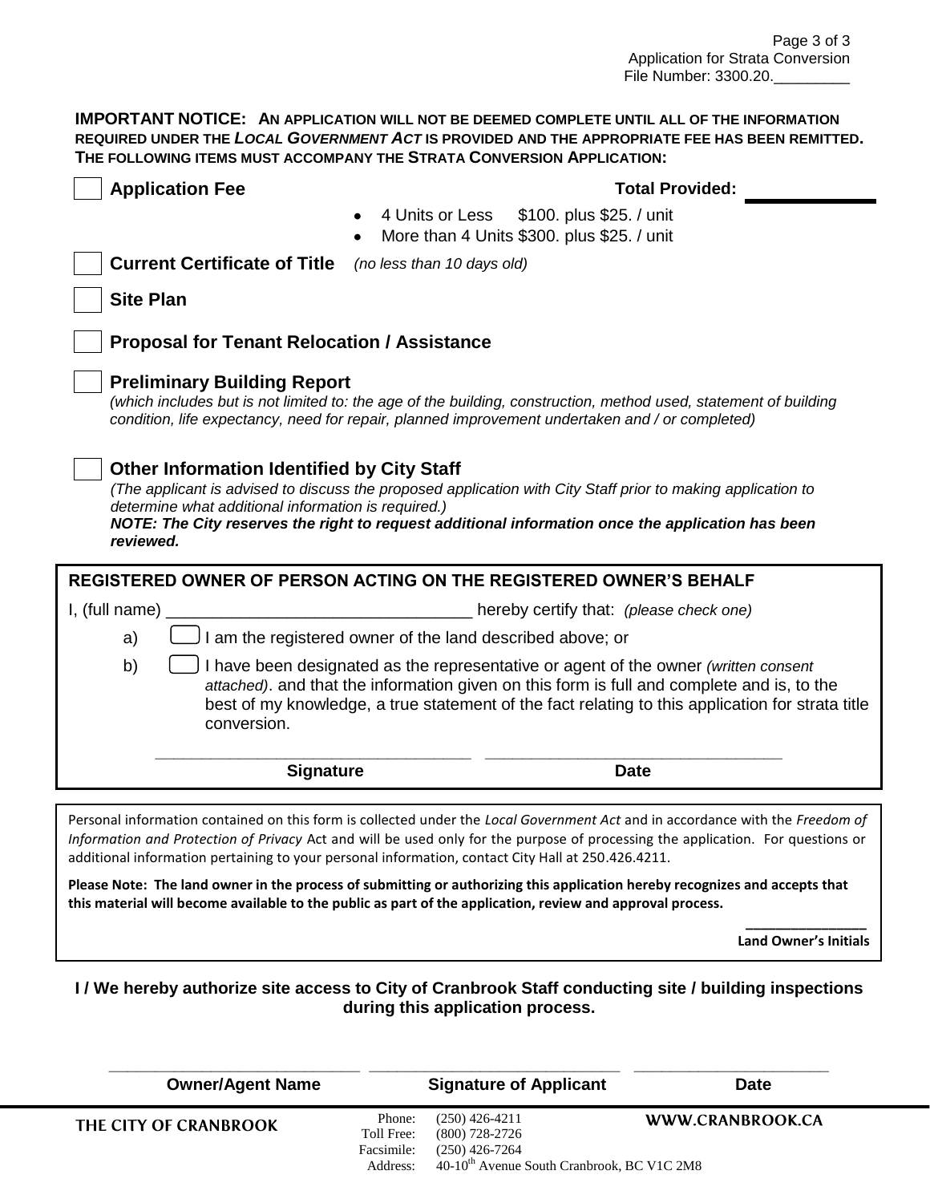**IMPORTANT NOTICE: AN APPLICATION WILL NOT BE DEEMED COMPLETE UNTIL ALL OF THE INFORMATION REQUIRED UNDER THE *LOCAL GOVERNMENT ACT* IS PROVIDED AND THE APPROPRIATE FEE HAS BEEN REMITTED. THE FOLLOWING ITEMS MUST ACCOMPANY THE STRATA CONVERSION APPLICATION:**

☐ **Application Fee** **Total Provided:** ____________

- 4 Units or Less $100. plus $25. / unit
- More than 4 Units $300. plus $25. / unit

☐ **Current Certificate of Title** *(no less than 10 days old)*

☐ **Site Plan**

☐ **Proposal for Tenant Relocation / Assistance**

☐ **Preliminary Building Report**
*(which includes but is not limited to: the age of the building, construction, method used, statement of building condition, life expectancy, need for repair, planned improvement undertaken and / or completed)*

☐ **Other Information Identified by City Staff**
*(The applicant is advised to discuss the proposed application with City Staff prior to making application to determine what additional information is required.)*
***NOTE: The City reserves the right to request additional information once the application has been reviewed.***

**REGISTERED OWNER OF PERSON ACTING ON THE REGISTERED OWNER'S BEHALF**

I, (full name) ________________________________ hereby certify that: *(please check one)*

a) ☐ I am the registered owner of the land described above; or

b) ☐ I have been designated as the representative or agent of the owner *(written consent attached)*. and that the information given on this form is full and complete and is, to the best of my knowledge, a true statement of the fact relating to this application for strata title conversion.

________________________________ ________________________________
**Signature** **Date**

Personal information contained on this form is collected under the *Local Government Act* and in accordance with the *Freedom of Information and Protection of Privacy* Act and will be used only for the purpose of processing the application. For questions or additional information pertaining to your personal information, contact City Hall at 250.426.4211.

**Please Note: The land owner in the process of submitting or authorizing this application hereby recognizes and accepts that this material will become available to the public as part of the application, review and approval process.**

________________
**Land Owner's Initials**

**I / We hereby authorize site access to City of Cranbrook Staff conducting site / building inspections during this application process.**

________________________ ________________________ ________________________
**Owner/Agent Name** **Signature of Applicant** **Date**

**THE CITY OF CRANBROOK**
Phone: (250) 426-4211
Toll Free: (800) 728-2726
Facsimile: (250) 426-7264
Address: 40-10th Avenue South Cranbrook, BC V1C 2M8
**WWW.CRANBROOK.CA**